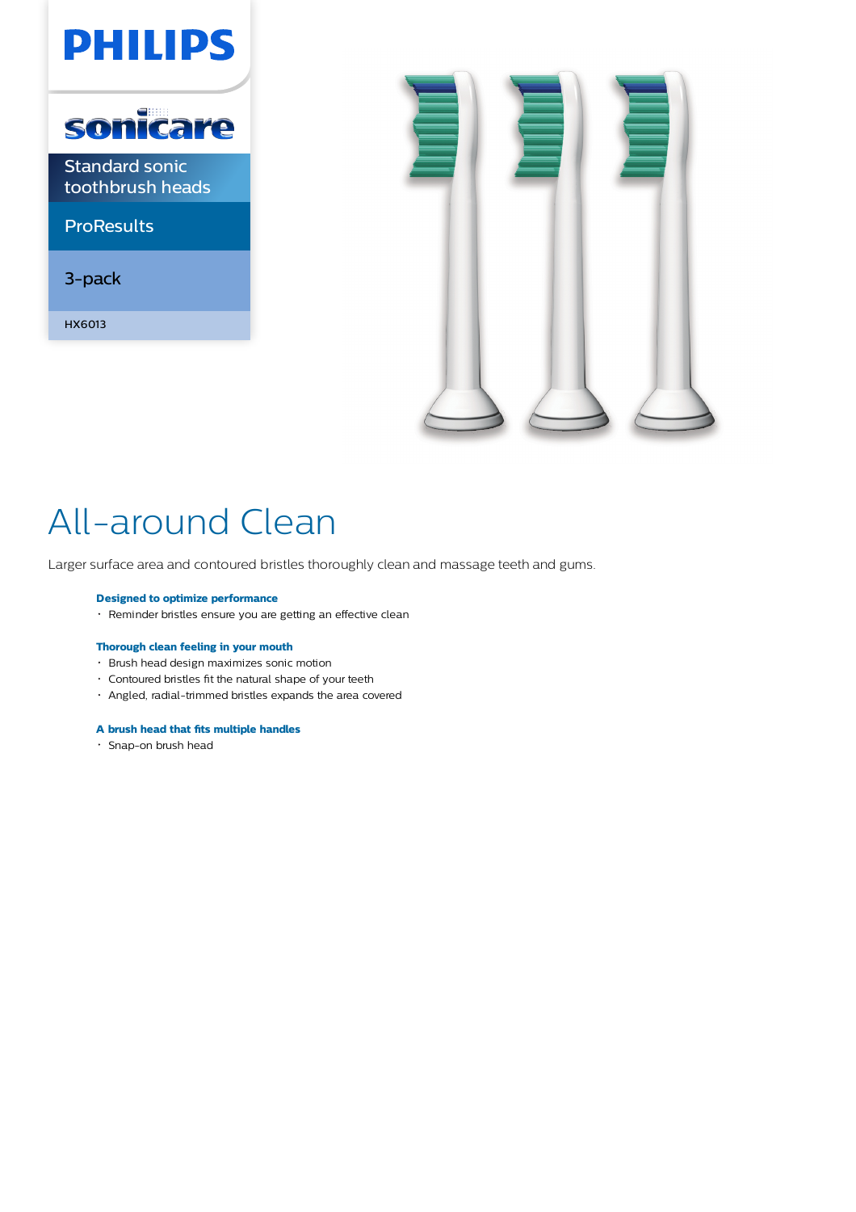PHILIPS

sonicare

Standard sonic toothbrush heads

ProResults

3-pack

HX6013

# All-around Clean

Larger surface area and contoured bristles thoroughly clean and massage teeth and gums.

**Designed to optimize performance**

- Reminder bristles ensure you are getting an effective clean

**Thorough clean feeling in your mouth**

- Brush head design maximizes sonic motion
- Contoured bristles fit the natural shape of your teeth
- Angled, radial-trimmed bristles expands the area covered

**A brush head that fits multiple handles**

- Snap-on brush head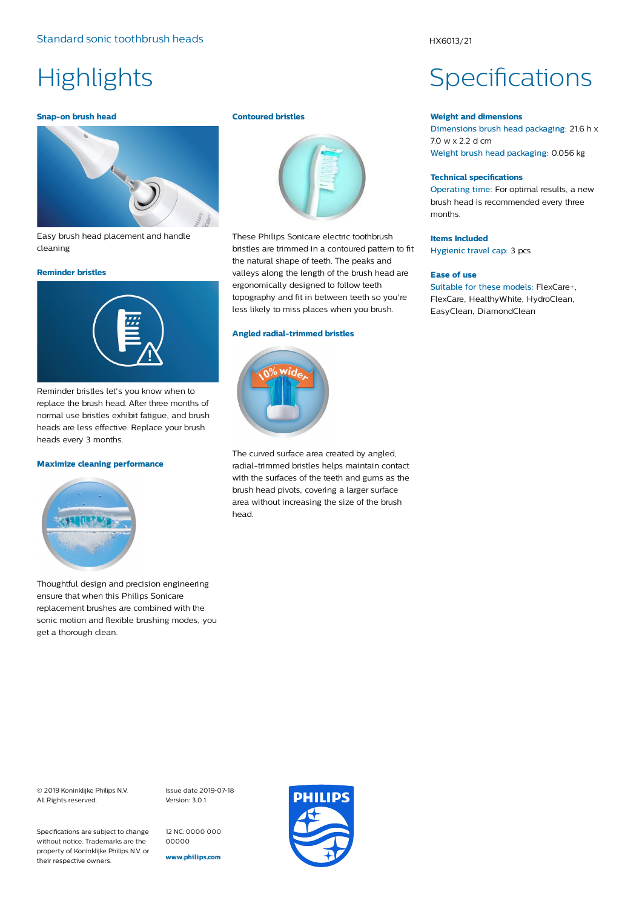Standard sonic toothbrush heads

HX6013/21

# Highlights

### Snap-on brush head

Easy brush head placement and handle cleaning

### Reminder bristles

Reminder bristles let's you know when to replace the brush head. After three months of normal use bristles exhibit fatigue, and brush heads are less effective. Replace your brush heads every 3 months.

### Maximize cleaning performance

Thoughtful design and precision engineering ensure that when this Philips Sonicare replacement brushes are combined with the sonic motion and flexible brushing modes, you get a thorough clean.

### Contoured bristles

These Philips Sonicare electric toothbrush bristles are trimmed in a contoured pattern to fit the natural shape of teeth. The peaks and valleys along the length of the brush head are ergonomically designed to follow teeth topography and fit in between teeth so you're less likely to miss places when you brush.

### Angled radial-trimmed bristles

The curved surface area created by angled, radial-trimmed bristles helps maintain contact with the surfaces of the teeth and gums as the brush head pivots, covering a larger surface area without increasing the size of the brush head.

# Specifications

### Weight and dimensions

- Dimensions brush head packaging: 21.6 h x 7.0 w x 2.2 d cm
- Weight brush head packaging: 0.056 kg

### Technical specifications

- Operating time: For optimal results, a new brush head is recommended every three months.

### Items Included

- Hygienic travel cap: 3 pcs

### Ease of use

- Suitable for these models: FlexCare+, FlexCare, HealthyWhite, HydroClean, EasyClean, DiamondClean

© 2019 Koninklijke Philips N.V.
All Rights reserved.

Specifications are subject to change without notice. Trademarks are the property of Koninklijke Philips N.V. or their respective owners.

Issue date 2019-07-18
Version: 3.0.1

12 NC: 0000 000 00000

www.philips.com